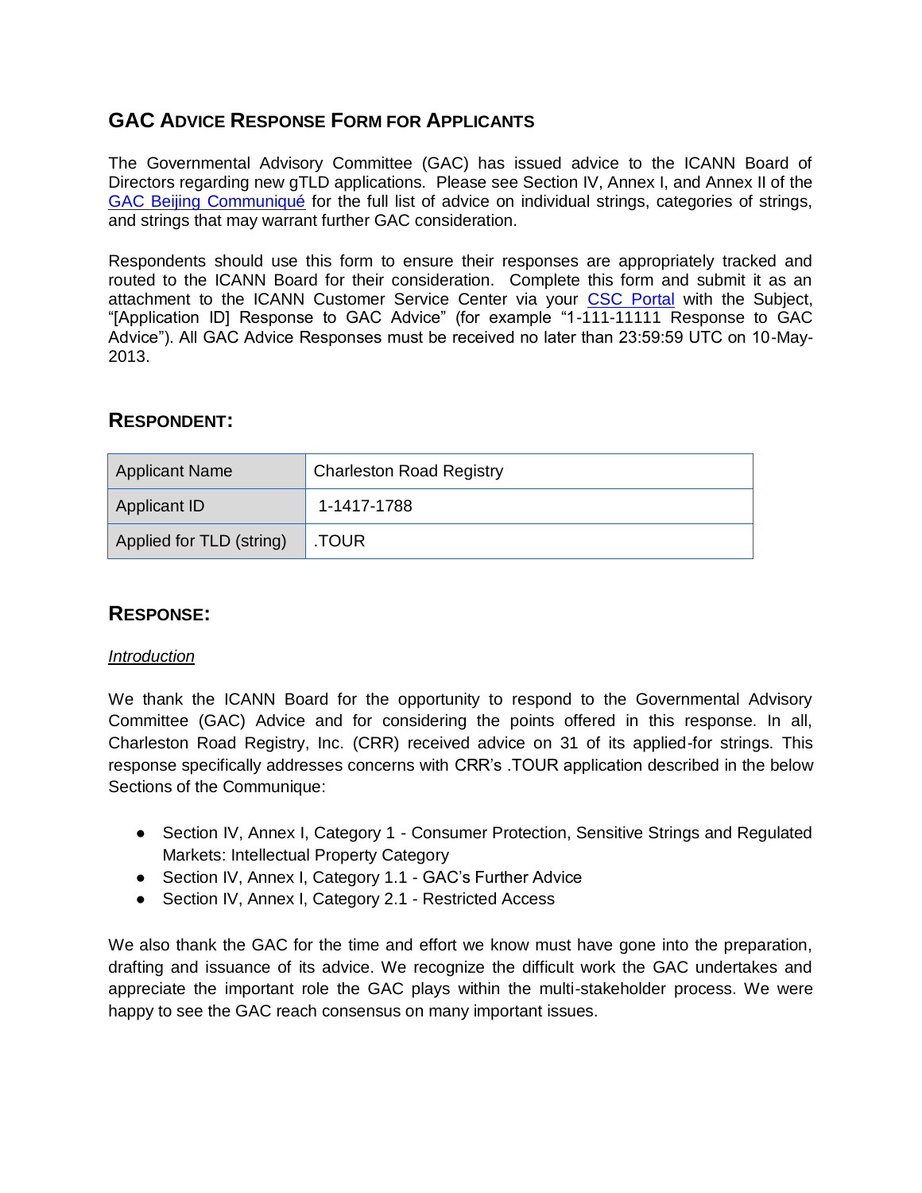## GAC Advice Response Form for Applicants

The Governmental Advisory Committee (GAC) has issued advice to the ICANN Board of Directors regarding new gTLD applications. Please see Section IV, Annex I, and Annex II of the GAC Beijing Communiqué for the full list of advice on individual strings, categories of strings, and strings that may warrant further GAC consideration.

Respondents should use this form to ensure their responses are appropriately tracked and routed to the ICANN Board for their consideration. Complete this form and submit it as an attachment to the ICANN Customer Service Center via your CSC Portal with the Subject, "[Application ID] Response to GAC Advice" (for example "1-111-11111 Response to GAC Advice"). All GAC Advice Responses must be received no later than 23:59:59 UTC on 10-May-2013.

## Respondent:

| | |
|---|---|
| Applicant Name | Charleston Road Registry |
| Applicant ID | 1-1417-1788 |
| Applied for TLD (string) | .TOUR |

## Response:

*Introduction*

We thank the ICANN Board for the opportunity to respond to the Governmental Advisory Committee (GAC) Advice and for considering the points offered in this response. In all, Charleston Road Registry, Inc. (CRR) received advice on 31 of its applied-for strings. This response specifically addresses concerns with CRR's .TOUR application described in the below Sections of the Communique:

- Section IV, Annex I, Category 1 - Consumer Protection, Sensitive Strings and Regulated Markets: Intellectual Property Category
- Section IV, Annex I, Category 1.1 - GAC's Further Advice
- Section IV, Annex I, Category 2.1 - Restricted Access

We also thank the GAC for the time and effort we know must have gone into the preparation, drafting and issuance of its advice. We recognize the difficult work the GAC undertakes and appreciate the important role the GAC plays within the multi-stakeholder process. We were happy to see the GAC reach consensus on many important issues.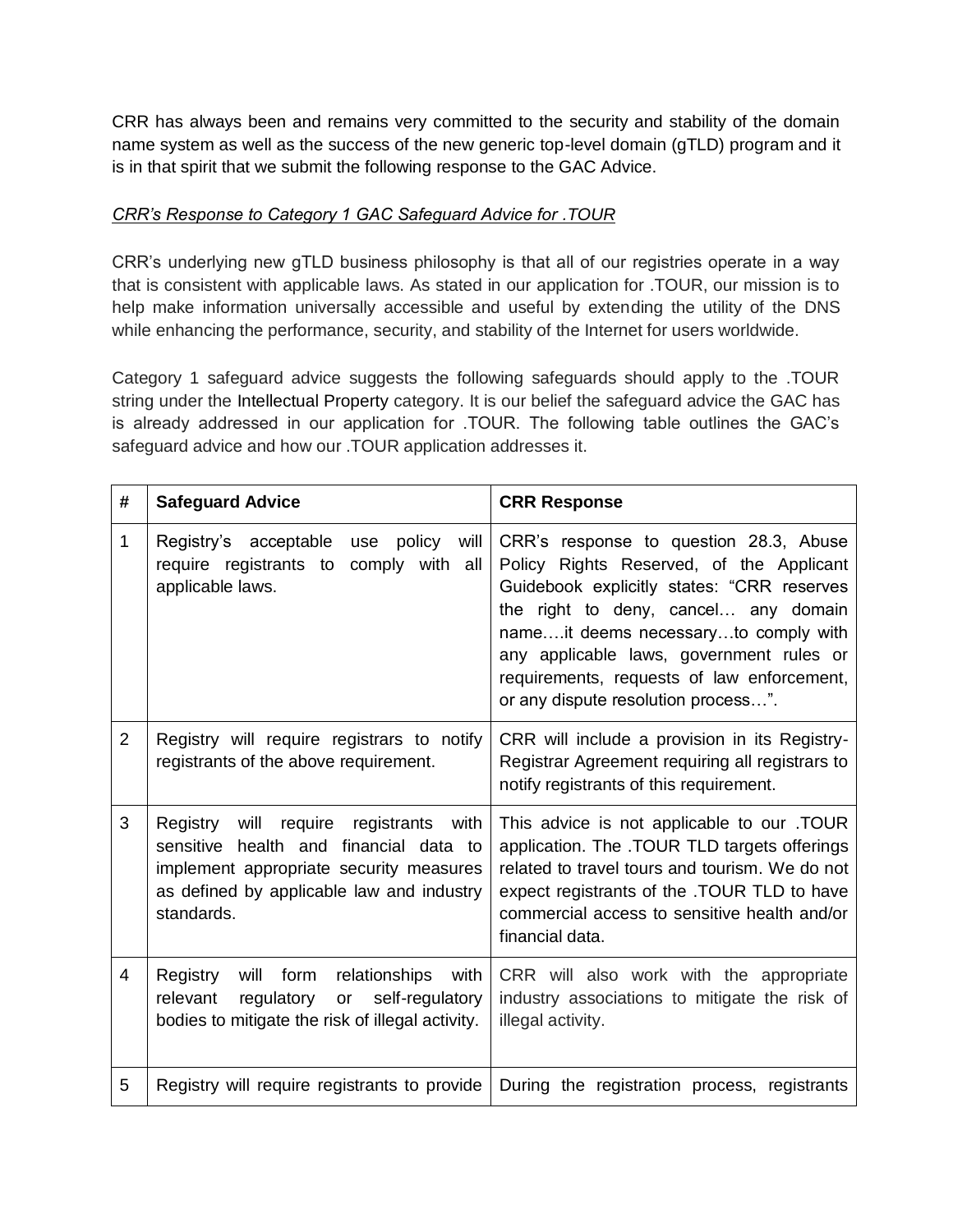CRR has always been and remains very committed to the security and stability of the domain name system as well as the success of the new generic top-level domain (gTLD) program and it is in that spirit that we submit the following response to the GAC Advice.

*CRR's Response to Category 1 GAC Safeguard Advice for .TOUR*

CRR's underlying new gTLD business philosophy is that all of our registries operate in a way that is consistent with applicable laws. As stated in our application for .TOUR, our mission is to help make information universally accessible and useful by extending the utility of the DNS while enhancing the performance, security, and stability of the Internet for users worldwide.

Category 1 safeguard advice suggests the following safeguards should apply to the .TOUR string under the Intellectual Property category. It is our belief the safeguard advice the GAC has is already addressed in our application for .TOUR. The following table outlines the GAC's safeguard advice and how our .TOUR application addresses it.

| # | Safeguard Advice | CRR Response |
|---|---|---|
| 1 | Registry's acceptable use policy will require registrants to comply with all applicable laws. | CRR's response to question 28.3, Abuse Policy Rights Reserved, of the Applicant Guidebook explicitly states: "CRR reserves the right to deny, cancel… any domain name….it deems necessary…to comply with any applicable laws, government rules or requirements, requests of law enforcement, or any dispute resolution process…". |
| 2 | Registry will require registrars to notify registrants of the above requirement. | CRR will include a provision in its Registry-Registrar Agreement requiring all registrars to notify registrants of this requirement. |
| 3 | Registry will require registrants with sensitive health and financial data to implement appropriate security measures as defined by applicable law and industry standards. | This advice is not applicable to our .TOUR application. The .TOUR TLD targets offerings related to travel tours and tourism. We do not expect registrants of the .TOUR TLD to have commercial access to sensitive health and/or financial data. |
| 4 | Registry will form relationships with relevant regulatory or self-regulatory bodies to mitigate the risk of illegal activity. | CRR will also work with the appropriate industry associations to mitigate the risk of illegal activity. |
| 5 | Registry will require registrants to provide | During the registration process, registrants |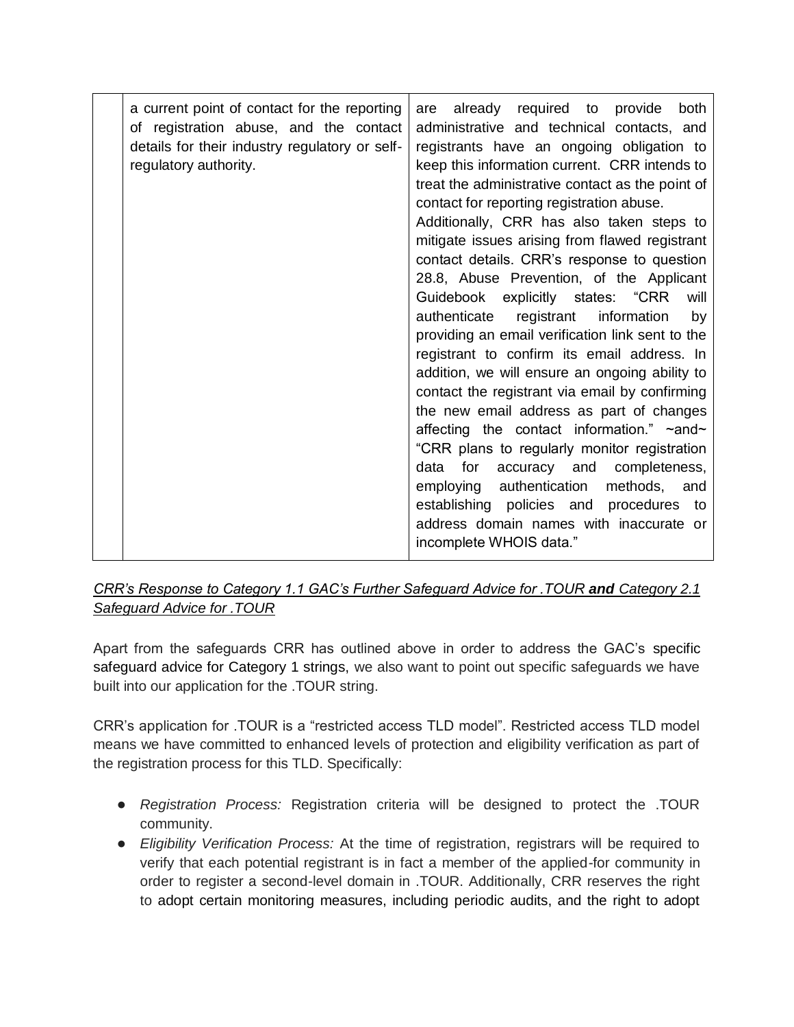|  | a current point of contact for the reporting of registration abuse, and the contact details for their industry regulatory or self-regulatory authority. | are already required to provide both administrative and technical contacts, and registrants have an ongoing obligation to keep this information current. CRR intends to treat the administrative contact as the point of contact for reporting registration abuse.<br>Additionally, CRR has also taken steps to mitigate issues arising from flawed registrant contact details. CRR's response to question 28.8, Abuse Prevention, of the Applicant Guidebook explicitly states: "CRR will authenticate registrant information by providing an email verification link sent to the registrant to confirm its email address. In addition, we will ensure an ongoing ability to contact the registrant via email by confirming the new email address as part of changes affecting the contact information." ~and~ "CRR plans to regularly monitor registration data for accuracy and completeness, employing authentication methods, and establishing policies and procedures to address domain names with inaccurate or incomplete WHOIS data." |
|---|---|---|

*CRR's Response to Category 1.1 GAC's Further Safeguard Advice for .TOUR **and** Category 2.1 Safeguard Advice for .TOUR*

Apart from the safeguards CRR has outlined above in order to address the GAC's specific safeguard advice for Category 1 strings, we also want to point out specific safeguards we have built into our application for the .TOUR string.

CRR's application for .TOUR is a "restricted access TLD model". Restricted access TLD model means we have committed to enhanced levels of protection and eligibility verification as part of the registration process for this TLD. Specifically:

- *Registration Process:* Registration criteria will be designed to protect the .TOUR community.
- *Eligibility Verification Process:* At the time of registration, registrars will be required to verify that each potential registrant is in fact a member of the applied-for community in order to register a second-level domain in .TOUR. Additionally, CRR reserves the right to adopt certain monitoring measures, including periodic audits, and the right to adopt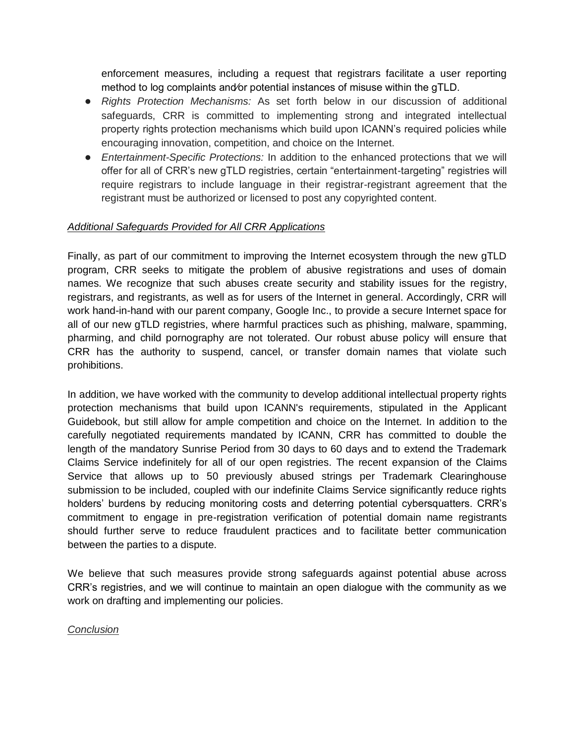enforcement measures, including a request that registrars facilitate a user reporting method to log complaints and/or potential instances of misuse within the gTLD.

- *Rights Protection Mechanisms:* As set forth below in our discussion of additional safeguards, CRR is committed to implementing strong and integrated intellectual property rights protection mechanisms which build upon ICANN's required policies while encouraging innovation, competition, and choice on the Internet.
- *Entertainment-Specific Protections:* In addition to the enhanced protections that we will offer for all of CRR's new gTLD registries, certain "entertainment-targeting" registries will require registrars to include language in their registrar-registrant agreement that the registrant must be authorized or licensed to post any copyrighted content.

*Additional Safeguards Provided for All CRR Applications*

Finally, as part of our commitment to improving the Internet ecosystem through the new gTLD program, CRR seeks to mitigate the problem of abusive registrations and uses of domain names. We recognize that such abuses create security and stability issues for the registry, registrars, and registrants, as well as for users of the Internet in general. Accordingly, CRR will work hand-in-hand with our parent company, Google Inc., to provide a secure Internet space for all of our new gTLD registries, where harmful practices such as phishing, malware, spamming, pharming, and child pornography are not tolerated. Our robust abuse policy will ensure that CRR has the authority to suspend, cancel, or transfer domain names that violate such prohibitions.

In addition, we have worked with the community to develop additional intellectual property rights protection mechanisms that build upon ICANN's requirements, stipulated in the Applicant Guidebook, but still allow for ample competition and choice on the Internet. In addition to the carefully negotiated requirements mandated by ICANN, CRR has committed to double the length of the mandatory Sunrise Period from 30 days to 60 days and to extend the Trademark Claims Service indefinitely for all of our open registries. The recent expansion of the Claims Service that allows up to 50 previously abused strings per Trademark Clearinghouse submission to be included, coupled with our indefinite Claims Service significantly reduce rights holders' burdens by reducing monitoring costs and deterring potential cybersquatters. CRR's commitment to engage in pre-registration verification of potential domain name registrants should further serve to reduce fraudulent practices and to facilitate better communication between the parties to a dispute.

We believe that such measures provide strong safeguards against potential abuse across CRR's registries, and we will continue to maintain an open dialogue with the community as we work on drafting and implementing our policies.

*Conclusion*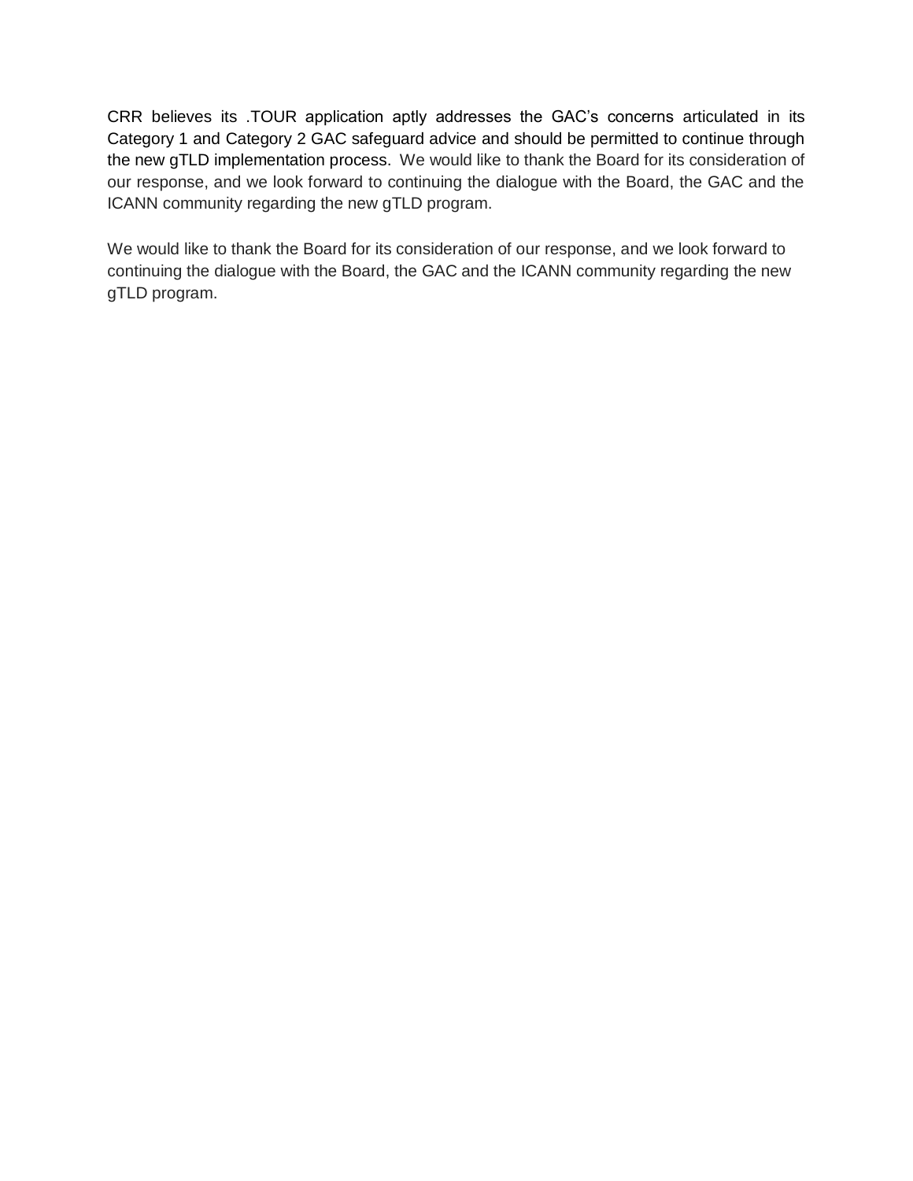CRR believes its .TOUR application aptly addresses the GAC's concerns articulated in its Category 1 and Category 2 GAC safeguard advice and should be permitted to continue through the new gTLD implementation process. We would like to thank the Board for its consideration of our response, and we look forward to continuing the dialogue with the Board, the GAC and the ICANN community regarding the new gTLD program.

We would like to thank the Board for its consideration of our response, and we look forward to continuing the dialogue with the Board, the GAC and the ICANN community regarding the new gTLD program.